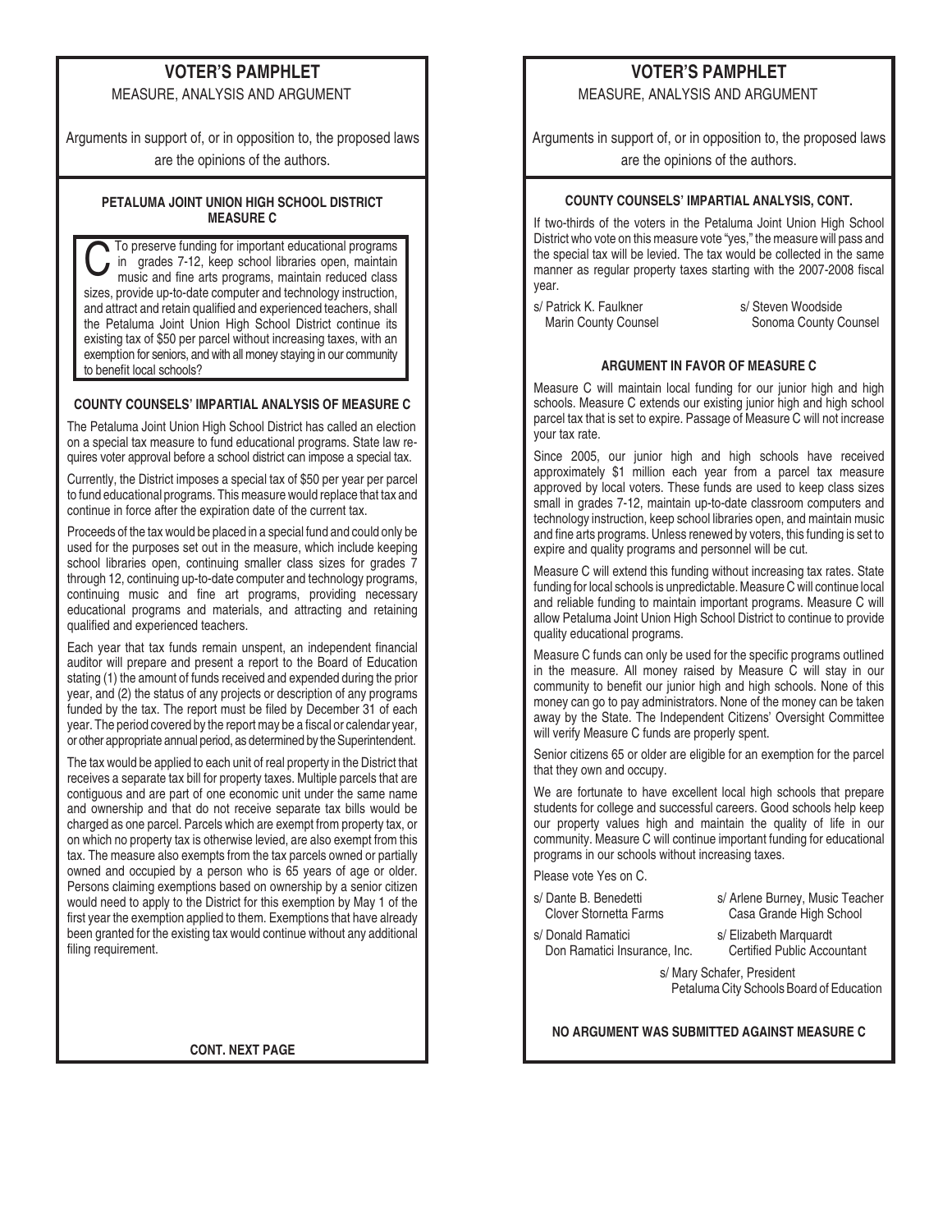# VOTER'S PAMPHLET

MEASURE, ANALYSIS AND ARGUMENT

Arguments in support of, or in opposition to, the proposed laws are the opinions of the authors.

### PETALUMA JOINT UNION HIGH SCHOOL DISTRICT MEASURE C

To preserve funding for important educational programs in grades 7-12, keep school libraries open, maintain music and fine arts programs, maintain reduced class sizes, provide up-to-date computer and technology instruction, and attract and retain qualified and experienced teachers, shall the Petaluma Joint Union High School District continue its existing tax of $50 per parcel without increasing taxes, with an exemption for seniors, and with all money staying in our community to benefit local schools?

### COUNTY COUNSELS' IMPARTIAL ANALYSIS OF MEASURE C

The Petaluma Joint Union High School District has called an election on a special tax measure to fund educational programs. State law requires voter approval before a school district can impose a special tax.

Currently, the District imposes a special tax of $50 per year per parcel to fund educational programs. This measure would replace that tax and continue in force after the expiration date of the current tax.

Proceeds of the tax would be placed in a special fund and could only be used for the purposes set out in the measure, which include keeping school libraries open, continuing smaller class sizes for grades 7 through 12, continuing up-to-date computer and technology programs, continuing music and fine art programs, providing necessary educational programs and materials, and attracting and retaining qualified and experienced teachers.

Each year that tax funds remain unspent, an independent financial auditor will prepare and present a report to the Board of Education stating (1) the amount of funds received and expended during the prior year, and (2) the status of any projects or description of any programs funded by the tax. The report must be filed by December 31 of each year. The period covered by the report may be a fiscal or calendar year, or other appropriate annual period, as determined by the Superintendent.

The tax would be applied to each unit of real property in the District that receives a separate tax bill for property taxes. Multiple parcels that are contiguous and are part of one economic unit under the same name and ownership and that do not receive separate tax bills would be charged as one parcel. Parcels which are exempt from property tax, or on which no property tax is otherwise levied, are also exempt from this tax. The measure also exempts from the tax parcels owned or partially owned and occupied by a person who is 65 years of age or older. Persons claiming exemptions based on ownership by a senior citizen would need to apply to the District for this exemption by May 1 of the first year the exemption applied to them. Exemptions that have already been granted for the existing tax would continue without any additional filing requirement.

**CONT. NEXT PAGE**

### COUNTY COUNSELS' IMPARTIAL ANALYSIS, CONT.

If two-thirds of the voters in the Petaluma Joint Union High School District who vote on this measure vote "yes," the measure will pass and the special tax will be levied. The tax would be collected in the same manner as regular property taxes starting with the 2007-2008 fiscal year.

s/ Patrick K. Faulkner
Marin County Counsel

s/ Steven Woodside
Sonoma County Counsel

### ARGUMENT IN FAVOR OF MEASURE C

Measure C will maintain local funding for our junior high and high schools. Measure C extends our existing junior high and high school parcel tax that is set to expire. Passage of Measure C will not increase your tax rate.

Since 2005, our junior high and high schools have received approximately $1 million each year from a parcel tax measure approved by local voters. These funds are used to keep class sizes small in grades 7-12, maintain up-to-date classroom computers and technology instruction, keep school libraries open, and maintain music and fine arts programs. Unless renewed by voters, this funding is set to expire and quality programs and personnel will be cut.

Measure C will extend this funding without increasing tax rates. State funding for local schools is unpredictable. Measure C will continue local and reliable funding to maintain important programs. Measure C will allow Petaluma Joint Union High School District to continue to provide quality educational programs.

Measure C funds can only be used for the specific programs outlined in the measure. All money raised by Measure C will stay in our community to benefit our junior high and high schools. None of this money can go to pay administrators. None of the money can be taken away by the State. The Independent Citizens' Oversight Committee will verify Measure C funds are properly spent.

Senior citizens 65 or older are eligible for an exemption for the parcel that they own and occupy.

We are fortunate to have excellent local high schools that prepare students for college and successful careers. Good schools help keep our property values high and maintain the quality of life in our community. Measure C will continue important funding for educational programs in our schools without increasing taxes.

Please vote Yes on C.

s/ Dante B. Benedetti
Clover Stornetta Farms

s/ Arlene Burney, Music Teacher
Casa Grande High School

s/ Donald Ramatici
Don Ramatici Insurance, Inc.

s/ Elizabeth Marquardt
Certified Public Accountant

s/ Mary Schafer, President
Petaluma City Schools Board of Education

**NO ARGUMENT WAS SUBMITTED AGAINST MEASURE C**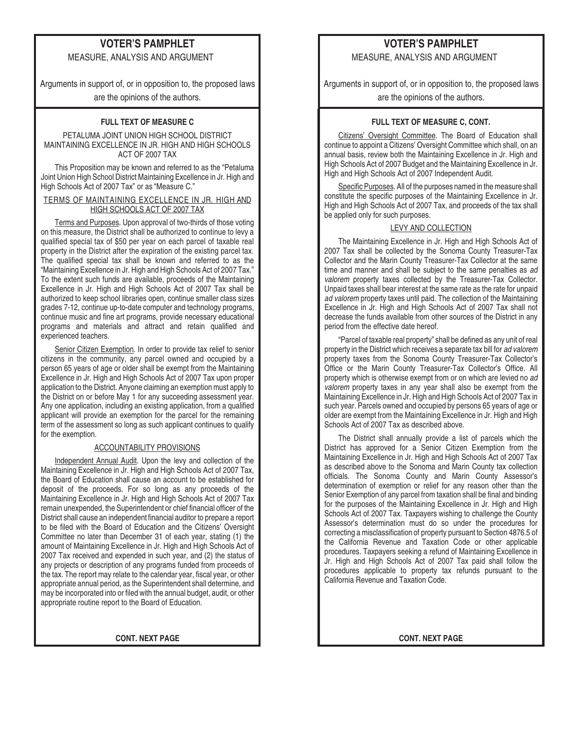# VOTER'S PAMPHLET

MEASURE, ANALYSIS AND ARGUMENT

Arguments in support of, or in opposition to, the proposed laws are the opinions of the authors.

### FULL TEXT OF MEASURE C

PETALUMA JOINT UNION HIGH SCHOOL DISTRICT
MAINTAINING EXCELLENCE IN JR. HIGH AND HIGH SCHOOLS ACT OF 2007 TAX

This Proposition may be known and referred to as the "Petaluma Joint Union High School District Maintaining Excellence in Jr. High and High Schools Act of 2007 Tax" or as "Measure C."

#### TERMS OF MAINTAINING EXCELLENCE IN JR. HIGH AND HIGH SCHOOLS ACT OF 2007 TAX

Terms and Purposes. Upon approval of two-thirds of those voting on this measure, the District shall be authorized to continue to levy a qualified special tax of $50 per year on each parcel of taxable real property in the District after the expiration of the existing parcel tax. The qualified special tax shall be known and referred to as the "Maintaining Excellence in Jr. High and High Schools Act of 2007 Tax." To the extent such funds are available, proceeds of the Maintaining Excellence in Jr. High and High Schools Act of 2007 Tax shall be authorized to keep school libraries open, continue smaller class sizes grades 7-12, continue up-to-date computer and technology programs, continue music and fine art programs, provide necessary educational programs and materials and attract and retain qualified and experienced teachers.

Senior Citizen Exemption. In order to provide tax relief to senior citizens in the community, any parcel owned and occupied by a person 65 years of age or older shall be exempt from the Maintaining Excellence in Jr. High and High Schools Act of 2007 Tax upon proper application to the District. Anyone claiming an exemption must apply to the District on or before May 1 for any succeeding assessment year. Any one application, including an existing application, from a qualified applicant will provide an exemption for the parcel for the remaining term of the assessment so long as such applicant continues to qualify for the exemption.

#### ACCOUNTABILITY PROVISIONS

Independent Annual Audit. Upon the levy and collection of the Maintaining Excellence in Jr. High and High Schools Act of 2007 Tax, the Board of Education shall cause an account to be established for deposit of the proceeds. For so long as any proceeds of the Maintaining Excellence in Jr. High and High Schools Act of 2007 Tax remain unexpended, the Superintendent or chief financial officer of the District shall cause an independent financial auditor to prepare a report to be filed with the Board of Education and the Citizens' Oversight Committee no later than December 31 of each year, stating (1) the amount of Maintaining Excellence in Jr. High and High Schools Act of 2007 Tax received and expended in such year, and (2) the status of any projects or description of any programs funded from proceeds of the tax. The report may relate to the calendar year, fiscal year, or other appropriate annual period, as the Superintendent shall determine, and may be incorporated into or filed with the annual budget, audit, or other appropriate routine report to the Board of Education.

**CONT. NEXT PAGE**

# VOTER'S PAMPHLET

MEASURE, ANALYSIS AND ARGUMENT

Arguments in support of, or in opposition to, the proposed laws are the opinions of the authors.

### FULL TEXT OF MEASURE C, CONT.

Citizens' Oversight Committee. The Board of Education shall continue to appoint a Citizens' Oversight Committee which shall, on an annual basis, review both the Maintaining Excellence in Jr. High and High Schools Act of 2007 Budget and the Maintaining Excellence in Jr. High and High Schools Act of 2007 Independent Audit.

Specific Purposes. All of the purposes named in the measure shall constitute the specific purposes of the Maintaining Excellence in Jr. High and High Schools Act of 2007 Tax, and proceeds of the tax shall be applied only for such purposes.

#### LEVY AND COLLECTION

The Maintaining Excellence in Jr. High and High Schools Act of 2007 Tax shall be collected by the Sonoma County Treasurer-Tax Collector and the Marin County Treasurer-Tax Collector at the same time and manner and shall be subject to the same penalties as *ad valorem* property taxes collected by the Treasurer-Tax Collector. Unpaid taxes shall bear interest at the same rate as the rate for unpaid *ad valorem* property taxes until paid. The collection of the Maintaining Excellence in Jr. High and High Schools Act of 2007 Tax shall not decrease the funds available from other sources of the District in any period from the effective date hereof.

"Parcel of taxable real property" shall be defined as any unit of real property in the District which receives a separate tax bill for *ad valorem* property taxes from the Sonoma County Treasurer-Tax Collector's Office or the Marin County Treasurer-Tax Collector's Office. All property which is otherwise exempt from or on which are levied no *ad valorem* property taxes in any year shall also be exempt from the Maintaining Excellence in Jr. High and High Schools Act of 2007 Tax in such year. Parcels owned and occupied by persons 65 years of age or older are exempt from the Maintaining Excellence in Jr. High and High Schools Act of 2007 Tax as described above.

The District shall annually provide a list of parcels which the District has approved for a Senior Citizen Exemption from the Maintaining Excellence in Jr. High and High Schools Act of 2007 Tax as described above to the Sonoma and Marin County tax collection officials. The Sonoma County and Marin County Assessor's determination of exemption or relief for any reason other than the Senior Exemption of any parcel from taxation shall be final and binding for the purposes of the Maintaining Excellence in Jr. High and High Schools Act of 2007 Tax. Taxpayers wishing to challenge the County Assessor's determination must do so under the procedures for correcting a misclassification of property pursuant to Section 4876.5 of the California Revenue and Taxation Code or other applicable procedures. Taxpayers seeking a refund of Maintaining Excellence in Jr. High and High Schools Act of 2007 Tax paid shall follow the procedures applicable to property tax refunds pursuant to the California Revenue and Taxation Code.

**CONT. NEXT PAGE**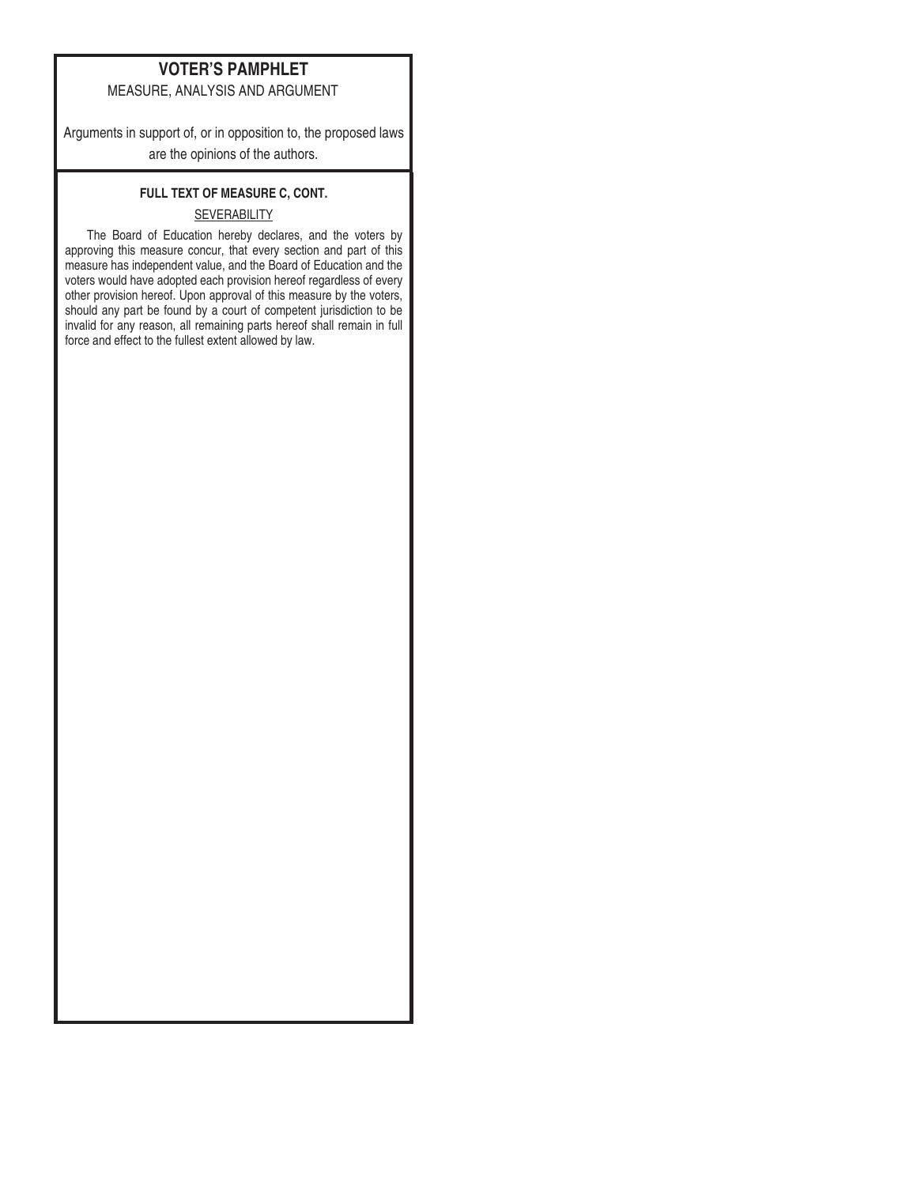# VOTER'S PAMPHLET

MEASURE, ANALYSIS AND ARGUMENT

Arguments in support of, or in opposition to, the proposed laws are the opinions of the authors.

### FULL TEXT OF MEASURE C, CONT.

SEVERABILITY

The Board of Education hereby declares, and the voters by approving this measure concur, that every section and part of this measure has independent value, and the Board of Education and the voters would have adopted each provision hereof regardless of every other provision hereof. Upon approval of this measure by the voters, should any part be found by a court of competent jurisdiction to be invalid for any reason, all remaining parts hereof shall remain in full force and effect to the fullest extent allowed by law.